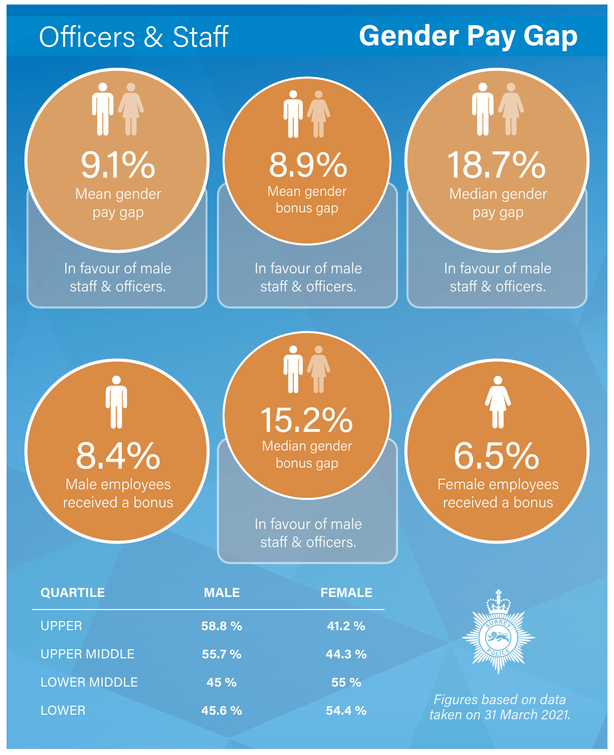# Officers & Staff

# Gender Pay Gap

**9.1%**
Mean gender pay gap

In favour of male staff & officers.

**8.9%**
Mean gender bonus gap

In favour of male staff & officers.

**18.7%**
Median gender pay gap

In favour of male staff & officers.

**8.4%**
Male employees received a bonus

**15.2%**
Median gender bonus gap

In favour of male staff & officers.

**6.5%**
Female employees received a bonus

| QUARTILE | MALE | FEMALE |
|---|---|---|
| UPPER | 58.8 % | 41.2 % |
| UPPER MIDDLE | 55.7 % | 44.3 % |
| LOWER MIDDLE | 45 % | 55 % |
| LOWER | 45.6 % | 54.4 % |

SURREY POLICE

*Figures based on data taken on 31 March 2021.*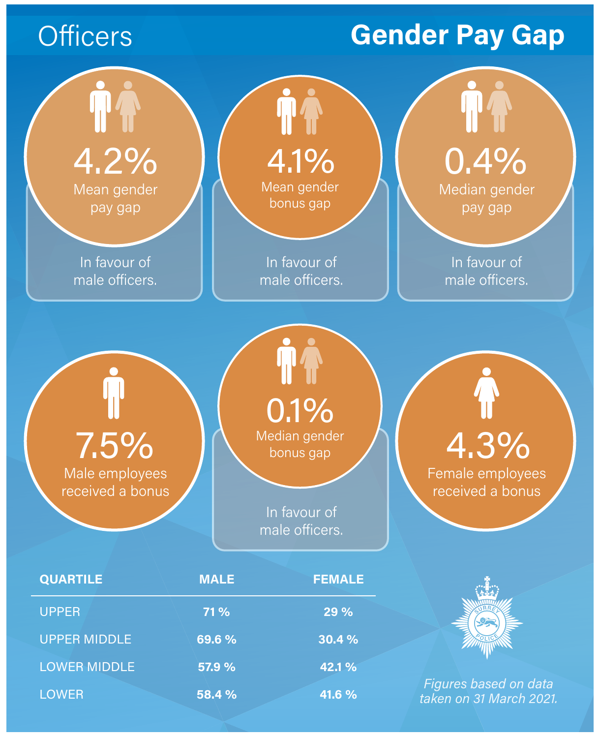# Officers

# Gender Pay Gap

**4.2%**
Mean gender pay gap

In favour of male officers.

**4.1%**
Mean gender bonus gap

In favour of male officers.

**0.4%**
Median gender pay gap

In favour of male officers.

**7.5%**
Male employees received a bonus

**0.1%**
Median gender bonus gap

In favour of male officers.

**4.3%**
Female employees received a bonus

| QUARTILE | MALE | FEMALE |
| --- | --- | --- |
| UPPER | 71 % | 29 % |
| UPPER MIDDLE | 69.6 % | 30.4 % |
| LOWER MIDDLE | 57.9 % | 42.1 % |
| LOWER | 58.4 % | 41.6 % |

SURREY POLICE

*Figures based on data taken on 31 March 2021.*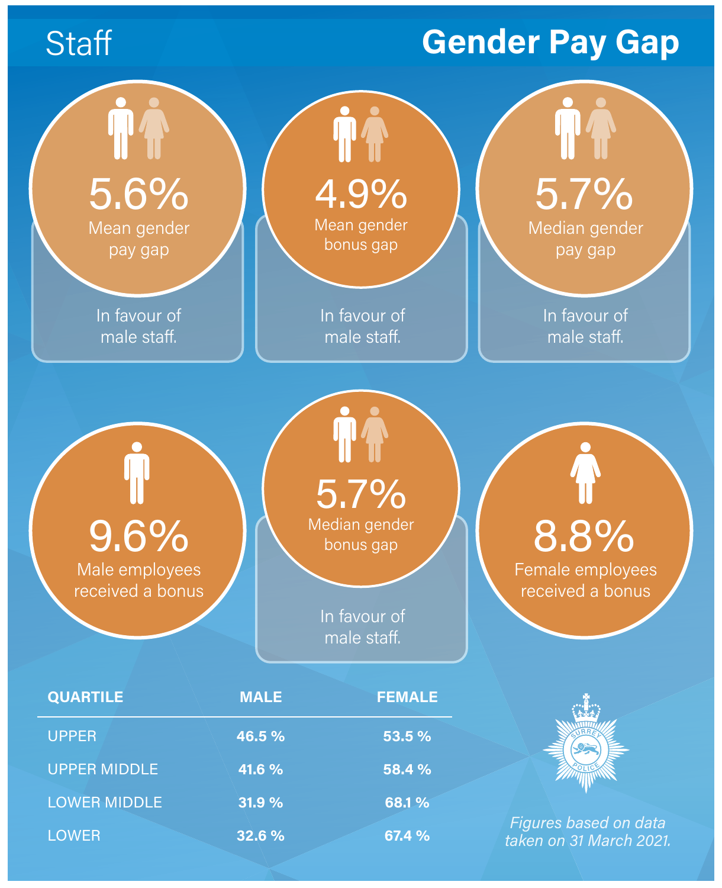# Staff

# Gender Pay Gap

**5.6%** Mean gender pay gap

In favour of male staff.

**4.9%** Mean gender bonus gap

In favour of male staff.

**5.7%** Median gender pay gap

In favour of male staff.

**9.6%** Male employees received a bonus

**5.7%** Median gender bonus gap

In favour of male staff.

**8.8%** Female employees received a bonus

| QUARTILE | MALE | FEMALE |
|---|---|---|
| UPPER | 46.5 % | 53.5 % |
| UPPER MIDDLE | 41.6 % | 58.4 % |
| LOWER MIDDLE | 31.9 % | 68.1 % |
| LOWER | 32.6 % | 67.4 % |

SURREY POLICE

*Figures based on data taken on 31 March 2021.*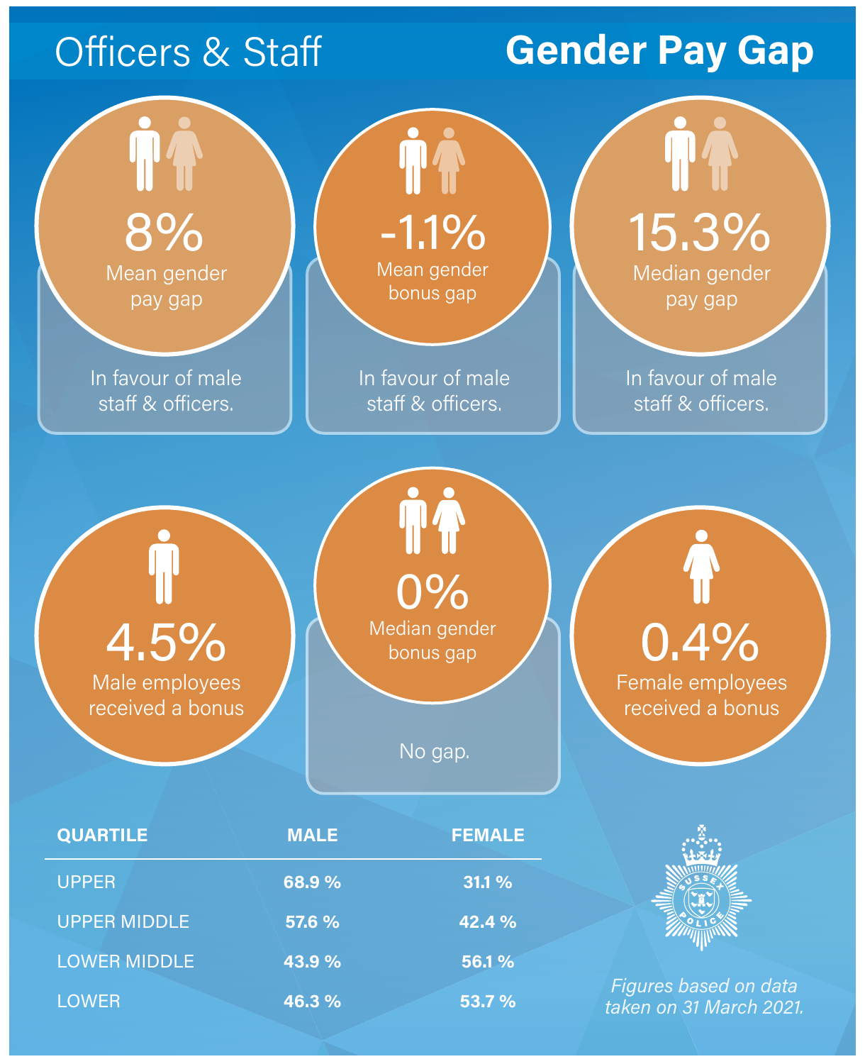# Officers & Staff

# Gender Pay Gap

**8%**
Mean gender pay gap

In favour of male staff & officers.

**-1.1%**
Mean gender bonus gap

In favour of male staff & officers.

**15.3%**
Median gender pay gap

In favour of male staff & officers.

**4.5%**
Male employees received a bonus

**0%**
Median gender bonus gap

No gap.

**0.4%**
Female employees received a bonus

| QUARTILE | MALE | FEMALE |
|---|---|---|
| UPPER | **68.9 %** | **31.1 %** |
| UPPER MIDDLE | **57.6 %** | **42.4 %** |
| LOWER MIDDLE | **43.9 %** | **56.1 %** |
| LOWER | **46.3 %** | **53.7 %** |

SUSSEX POLICE

*Figures based on data taken on 31 March 2021.*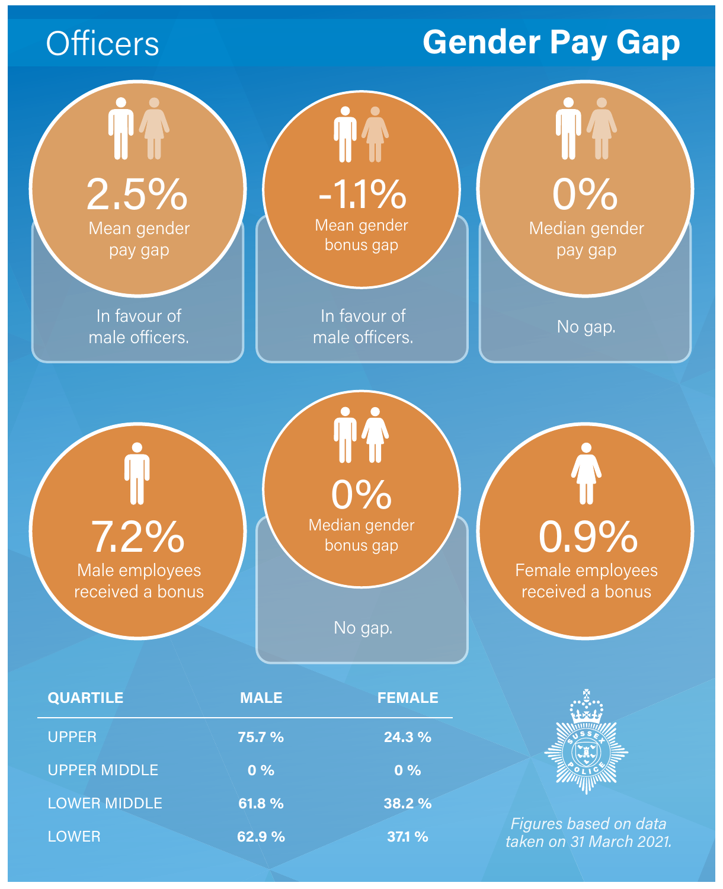# Officers

## Gender Pay Gap

**2.5%**
Mean gender pay gap

In favour of male officers.

**-1.1%**
Mean gender bonus gap

In favour of male officers.

**0%**
Median gender pay gap

No gap.

**7.2%**
Male employees received a bonus

**0%**
Median gender bonus gap

No gap.

**0.9%**
Female employees received a bonus

| QUARTILE | MALE | FEMALE |
|---|---|---|
| UPPER | **75.7 %** | **24.3 %** |
| UPPER MIDDLE | **0 %** | **0 %** |
| LOWER MIDDLE | **61.8 %** | **38.2 %** |
| LOWER | **62.9 %** | **37.1 %** |

SUSSEX POLICE

*Figures based on data taken on 31 March 2021.*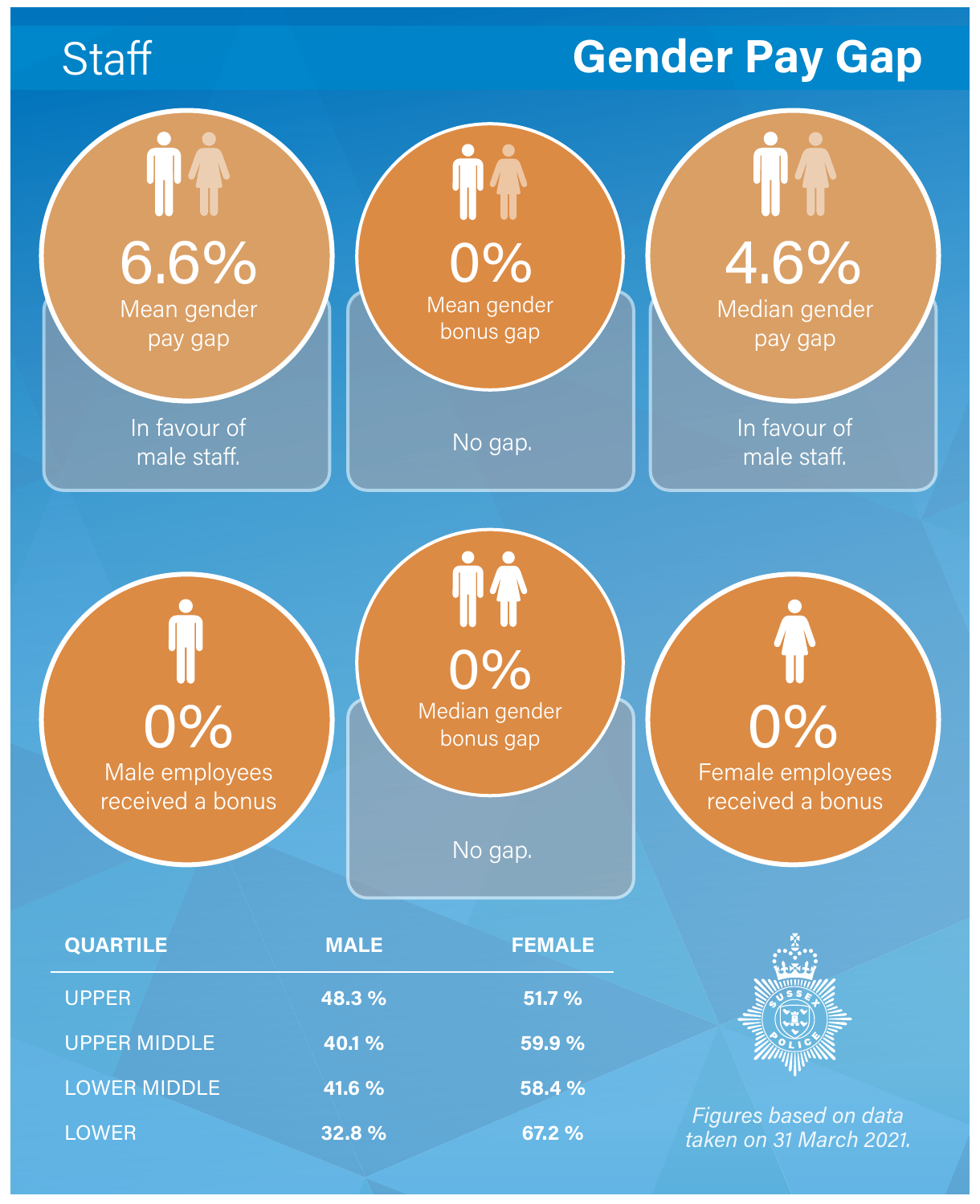# Staff

# Gender Pay Gap

**6.6%**
Mean gender pay gap

In favour of male staff.

**0%**
Mean gender bonus gap

No gap.

**4.6%**
Median gender pay gap

In favour of male staff.

**0%**
Male employees received a bonus

**0%**
Median gender bonus gap

No gap.

**0%**
Female employees received a bonus

| QUARTILE | MALE | FEMALE |
|---|---|---|
| UPPER | 48.3 % | 51.7 % |
| UPPER MIDDLE | 40.1 % | 59.9 % |
| LOWER MIDDLE | 41.6 % | 58.4 % |
| LOWER | 32.8 % | 67.2 % |

SUSSEX POLICE

*Figures based on data taken on 31 March 2021.*